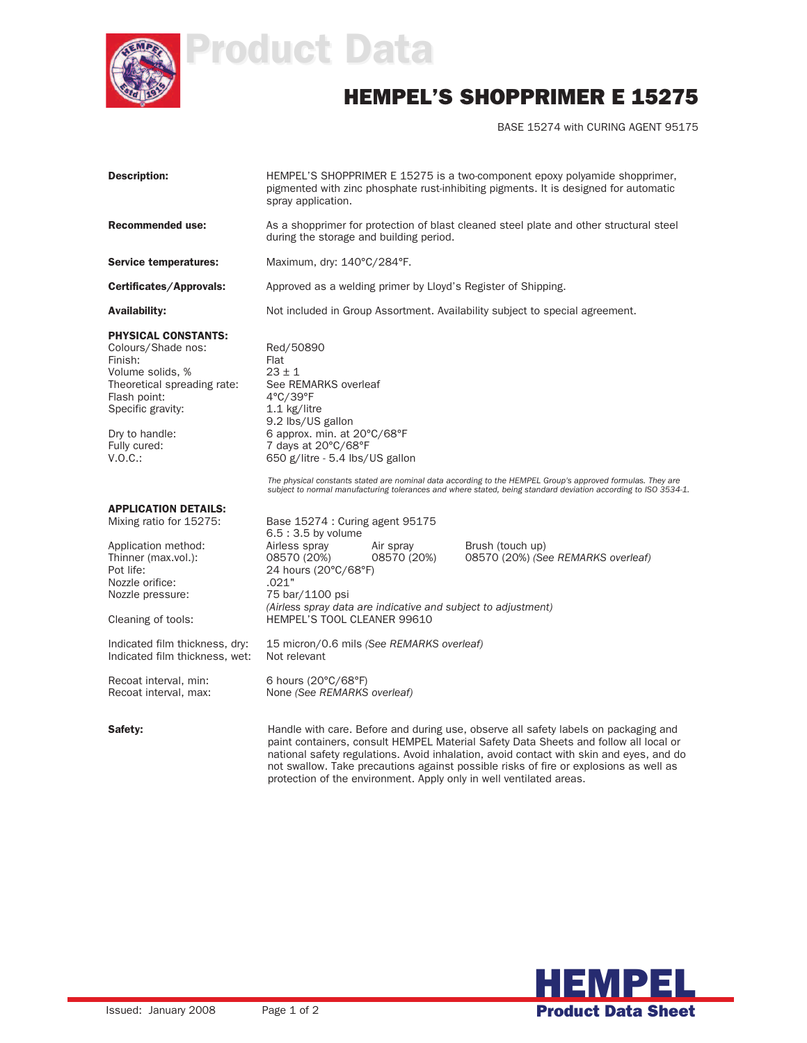# Product Data

# HEMPEL'S SHOPPRIMER E 15275

BASE 15274 with CURING AGENT 95175

**Description:** HEMPEL'S SHOPPRIMER E 15275 is a two-component epoxy polyamide shopprimer, pigmented with zinc phosphate rust-inhibiting pigments. It is designed for automatic spray application.

**Recommended use:** As a shopprimer for protection of blast cleaned steel plate and other structural steel during the storage and building period.

**Service temperatures:** Maximum, dry: 140°C/284°F.

**Certificates/Approvals:** Approved as a welding primer by Lloyd's Register of Shipping.

**Availability:** Not included in Group Assortment. Availability subject to special agreement.

**PHYSICAL CONSTANTS:**

| | |
|---|---|
| Colours/Shade nos: | Red/50890 |
| Finish: | Flat |
| Volume solids, % | 23 ± 1 |
| Theoretical spreading rate: | See REMARKS overleaf |
| Flash point: | 4°C/39°F |
| Specific gravity: | 1.1 kg/litre<br>9.2 lbs/US gallon |
| Dry to handle: | 6 approx. min. at 20°C/68°F |
| Fully cured: | 7 days at 20°C/68°F |
| V.O.C.: | 650 g/litre - 5.4 lbs/US gallon |

*The physical constants stated are nominal data according to the HEMPEL Group's approved formulas. They are subject to normal manufacturing tolerances and where stated, being standard deviation according to ISO 3534-1.*

**APPLICATION DETAILS:**

| | | | |
|---|---|---|---|
| Mixing ratio for 15275: | Base 15274 : Curing agent 95175<br>6.5 : 3.5 by volume | | |
| Application method: | Airless spray | Air spray | Brush (touch up) |
| Thinner (max.vol.): | 08570 (20%) | 08570 (20%) | 08570 (20%) *(See REMARKS overleaf)* |
| Pot life: | 24 hours (20°C/68°F) | | |
| Nozzle orifice: | .021" | | |
| Nozzle pressure: | 75 bar/1100 psi<br>*(Airless spray data are indicative and subject to adjustment)* | | |
| Cleaning of tools: | HEMPEL'S TOOL CLEANER 99610 | | |
| Indicated film thickness, dry: | 15 micron/0.6 mils *(See REMARKS overleaf)* | | |
| Indicated film thickness, wet: | Not relevant | | |
| Recoat interval, min: | 6 hours (20°C/68°F) | | |
| Recoat interval, max: | None *(See REMARKS overleaf)* | | |

**Safety:** Handle with care. Before and during use, observe all safety labels on packaging and paint containers, consult HEMPEL Material Safety Data Sheets and follow all local or national safety regulations. Avoid inhalation, avoid contact with skin and eyes, and do not swallow. Take precautions against possible risks of fire or explosions as well as protection of the environment. Apply only in well ventilated areas.

Issued: January 2008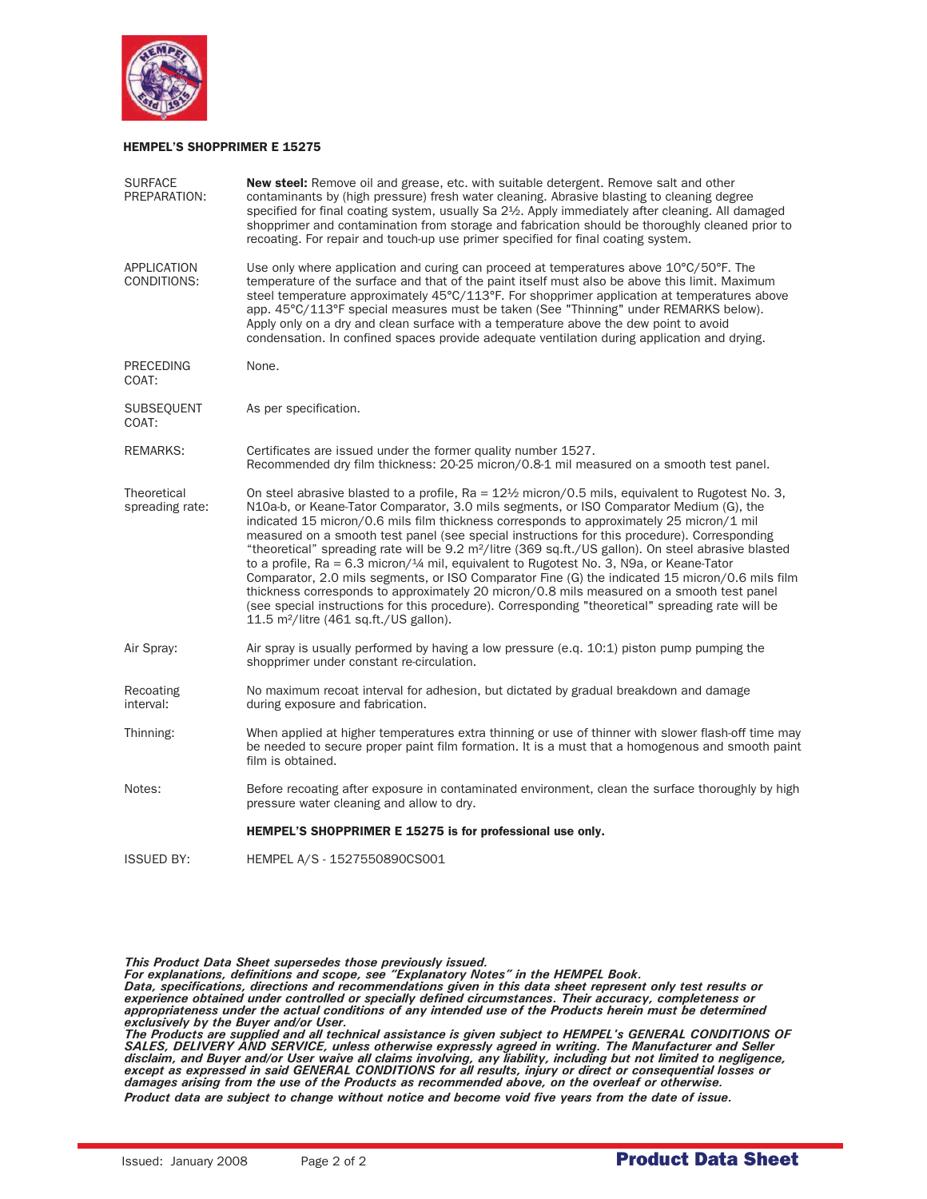**HEMPEL'S SHOPPRIMER E 15275**

| | |
|---|---|
| SURFACE PREPARATION: | **New steel:** Remove oil and grease, etc. with suitable detergent. Remove salt and other contaminants by (high pressure) fresh water cleaning. Abrasive blasting to cleaning degree specified for final coating system, usually Sa 2½. Apply immediately after cleaning. All damaged shopprimer and contamination from storage and fabrication should be thoroughly cleaned prior to recoating. For repair and touch-up use primer specified for final coating system. |
| APPLICATION CONDITIONS: | Use only where application and curing can proceed at temperatures above 10°C/50°F. The temperature of the surface and that of the paint itself must also be above this limit. Maximum steel temperature approximately 45°C/113°F. For shopprimer application at temperatures above app. 45°C/113°F special measures must be taken (See "Thinning" under REMARKS below). Apply only on a dry and clean surface with a temperature above the dew point to avoid condensation. In confined spaces provide adequate ventilation during application and drying. |
| PRECEDING COAT: | None. |
| SUBSEQUENT COAT: | As per specification. |
| REMARKS: | Certificates are issued under the former quality number 1527.<br>Recommended dry film thickness: 20-25 micron/0.8-1 mil measured on a smooth test panel. |
| Theoretical spreading rate: | On steel abrasive blasted to a profile, Ra = 12½ micron/0.5 mils, equivalent to Rugotest No. 3, N10a-b, or Keane-Tator Comparator, 3.0 mils segments, or ISO Comparator Medium (G), the indicated 15 micron/0.6 mils film thickness corresponds to approximately 25 micron/1 mil measured on a smooth test panel (see special instructions for this procedure). Corresponding "theoretical" spreading rate will be 9.2 m²/litre (369 sq.ft./US gallon). On steel abrasive blasted to a profile, Ra = 6.3 micron/¼ mil, equivalent to Rugotest No. 3, N9a, or Keane-Tator Comparator, 2.0 mils segments, or ISO Comparator Fine (G) the indicated 15 micron/0.6 mils film thickness corresponds to approximately 20 micron/0.8 mils measured on a smooth test panel (see special instructions for this procedure). Corresponding "theoretical" spreading rate will be 11.5 m²/litre (461 sq.ft./US gallon). |
| Air Spray: | Air spray is usually performed by having a low pressure (e.g. 10:1) piston pump pumping the shopprimer under constant re-circulation. |
| Recoating interval: | No maximum recoat interval for adhesion, but dictated by gradual breakdown and damage during exposure and fabrication. |
| Thinning: | When applied at higher temperatures extra thinning or use of thinner with slower flash-off time may be needed to secure proper paint film formation. It is a must that a homogenous and smooth paint film is obtained. |
| Notes: | Before recoating after exposure in contaminated environment, clean the surface thoroughly by high pressure water cleaning and allow to dry. |
| | **HEMPEL'S SHOPPRIMER E 15275 is for professional use only.** |
| ISSUED BY: | HEMPEL A/S - 1527550890CS001 |

***This Product Data Sheet supersedes those previously issued.***
***For explanations, definitions and scope, see "Explanatory Notes" in the HEMPEL Book.***
***Data, specifications, directions and recommendations given in this data sheet represent only test results or experience obtained under controlled or specially defined circumstances. Their accuracy, completeness or appropriateness under the actual conditions of any intended use of the Products herein must be determined exclusively by the Buyer and/or User.***
***The Products are supplied and all technical assistance is given subject to HEMPEL's GENERAL CONDITIONS OF SALES, DELIVERY AND SERVICE, unless otherwise expressly agreed in writing. The Manufacturer and Seller disclaim, and Buyer and/or User waive all claims involving, any liability, including but not limited to negligence, except as expressed in said GENERAL CONDITIONS for all results, injury or direct or consequential losses or damages arising from the use of the Products as recommended above, on the overleaf or otherwise.***
***Product data are subject to change without notice and become void five years from the date of issue.***

Issued: January 2008

**Product Data Sheet**